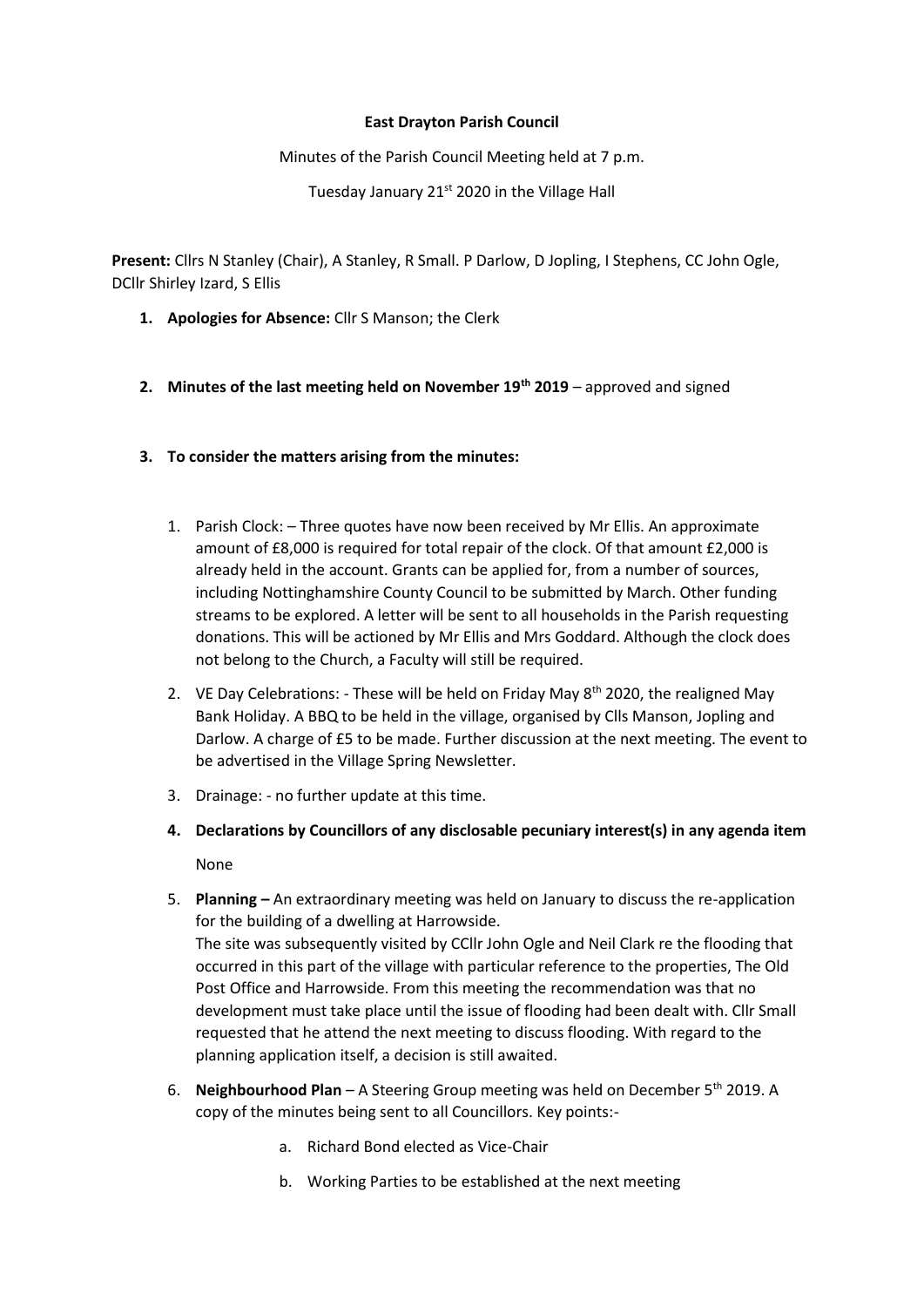**East Drayton Parish Council**

Minutes of the Parish Council Meeting held at 7 p.m.

Tuesday January 21st 2020 in the Village Hall

**Present:** Cllrs N Stanley (Chair), A Stanley, R Small. P Darlow, D Jopling, I Stephens, CC John Ogle, DCllr Shirley Izard, S Ellis

1. **Apologies for Absence:** Cllr S Manson; the Clerk

2. **Minutes of the last meeting held on November 19th 2019** – approved and signed

3. **To consider the matters arising from the minutes:**

    1. Parish Clock: – Three quotes have now been received by Mr Ellis. An approximate amount of £8,000 is required for total repair of the clock. Of that amount £2,000 is already held in the account. Grants can be applied for, from a number of sources, including Nottinghamshire County Council to be submitted by March. Other funding streams to be explored. A letter will be sent to all households in the Parish requesting donations. This will be actioned by Mr Ellis and Mrs Goddard. Although the clock does not belong to the Church, a Faculty will still be required.
    2. VE Day Celebrations: - These will be held on Friday May 8th 2020, the realigned May Bank Holiday. A BBQ to be held in the village, organised by Clls Manson, Jopling and Darlow. A charge of £5 to be made. Further discussion at the next meeting. The event to be advertised in the Village Spring Newsletter.
    3. Drainage: - no further update at this time.
    4. **Declarations by Councillors of any disclosable pecuniary interest(s) in any agenda item**

        None

    5. **Planning –** An extraordinary meeting was held on January to discuss the re-application for the building of a dwelling at Harrowside.
    The site was subsequently visited by CCllr John Ogle and Neil Clark re the flooding that occurred in this part of the village with particular reference to the properties, The Old Post Office and Harrowside. From this meeting the recommendation was that no development must take place until the issue of flooding had been dealt with. Cllr Small requested that he attend the next meeting to discuss flooding. With regard to the planning application itself, a decision is still awaited.
    6. **Neighbourhood Plan** – A Steering Group meeting was held on December 5th 2019. A copy of the minutes being sent to all Councillors. Key points:-
        a. Richard Bond elected as Vice-Chair
        b. Working Parties to be established at the next meeting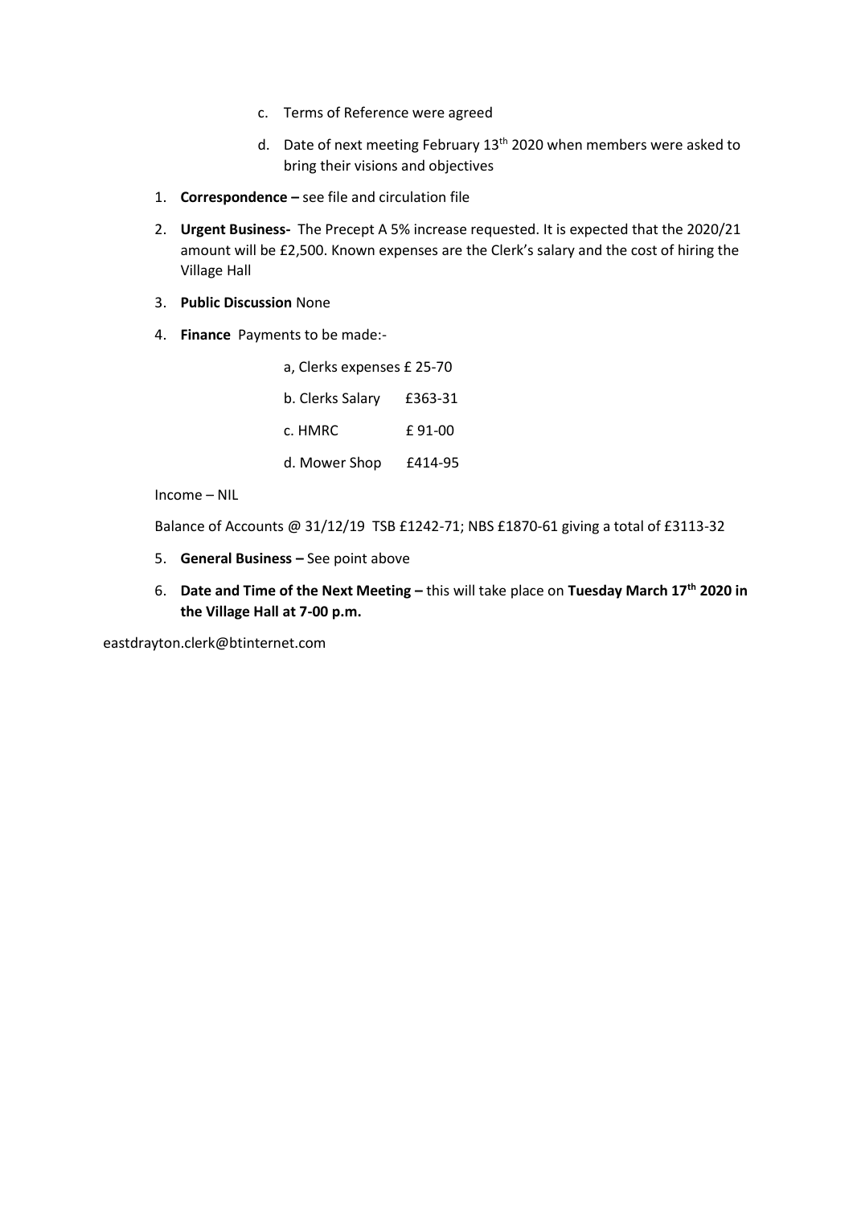c. Terms of Reference were agreed

d. Date of next meeting February 13th 2020 when members were asked to bring their visions and objectives

1. **Correspondence –** see file and circulation file

2. **Urgent Business-** The Precept A 5% increase requested. It is expected that the 2020/21 amount will be £2,500. Known expenses are the Clerk's salary and the cost of hiring the Village Hall

3. **Public Discussion** None

4. **Finance** Payments to be made:-

| | |
|---|---|
| a, Clerks expenses | £ 25-70 |
| b. Clerks Salary | £363-31 |
| c. HMRC | £ 91-00 |
| d. Mower Shop | £414-95 |

Income – NIL

Balance of Accounts @ 31/12/19 TSB £1242-71; NBS £1870-61 giving a total of £3113-32

5. **General Business –** See point above

6. **Date and Time of the Next Meeting –** this will take place on **Tuesday March 17th 2020 in the Village Hall at 7-00 p.m.**

eastdrayton.clerk@btinternet.com